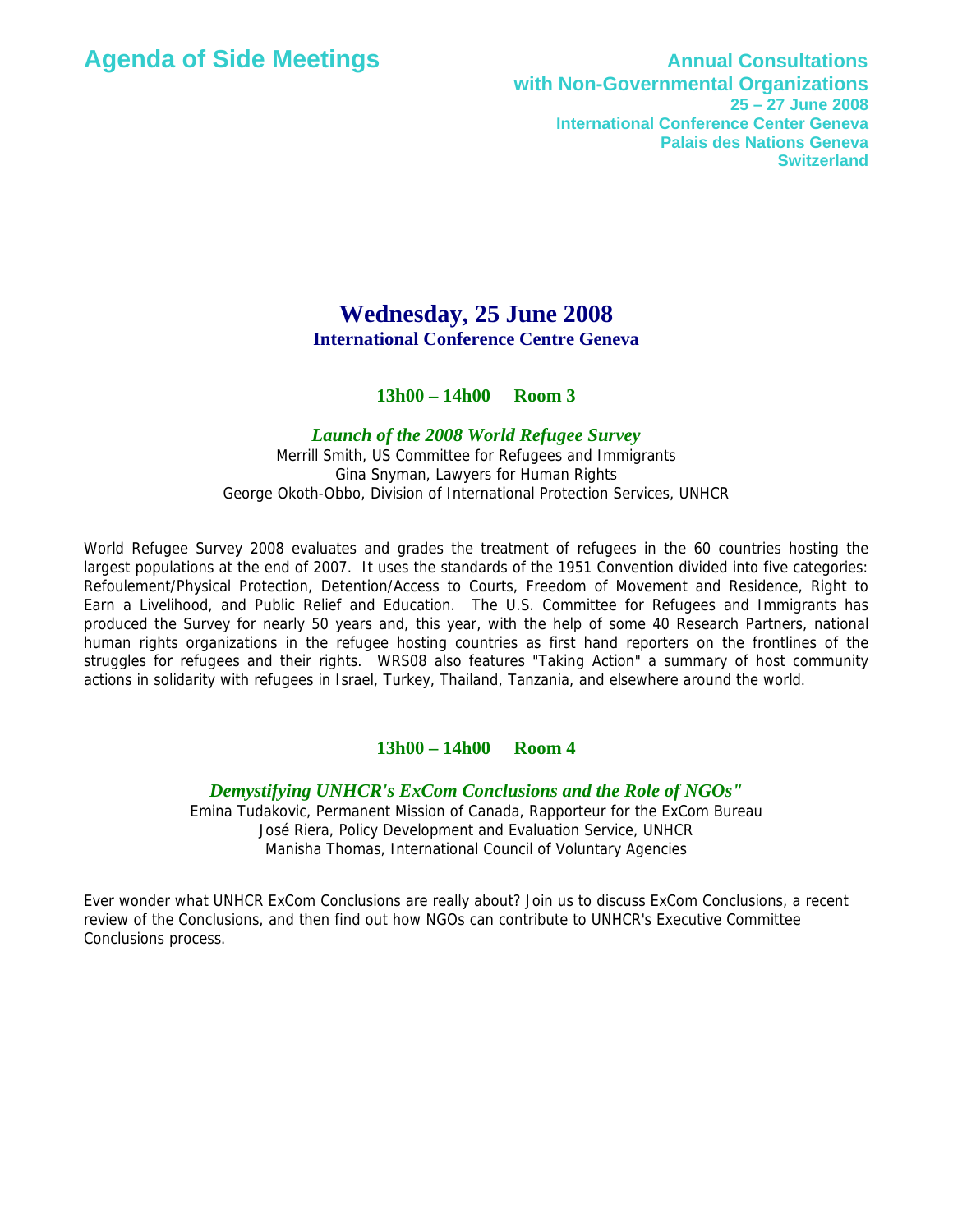# Agenda of Side Meetings

**Annual Consultations with Non-Governmental Organizations**
**25 – 27 June 2008**
**International Conference Center Geneva**
**Palais des Nations Geneva**
**Switzerland**

## Wednesday, 25 June 2008

### International Conference Centre Geneva

**13h00 – 14h00 Room 3**

***Launch of the 2008 World Refugee Survey***

Merrill Smith, US Committee for Refugees and Immigrants
Gina Snyman, Lawyers for Human Rights
George Okoth-Obbo, Division of International Protection Services, UNHCR

World Refugee Survey 2008 evaluates and grades the treatment of refugees in the 60 countries hosting the largest populations at the end of 2007. It uses the standards of the 1951 Convention divided into five categories: Refoulement/Physical Protection, Detention/Access to Courts, Freedom of Movement and Residence, Right to Earn a Livelihood, and Public Relief and Education. The U.S. Committee for Refugees and Immigrants has produced the Survey for nearly 50 years and, this year, with the help of some 40 Research Partners, national human rights organizations in the refugee hosting countries as first hand reporters on the frontlines of the struggles for refugees and their rights. WRS08 also features "Taking Action" a summary of host community actions in solidarity with refugees in Israel, Turkey, Thailand, Tanzania, and elsewhere around the world.

**13h00 – 14h00 Room 4**

***Demystifying UNHCR's ExCom Conclusions and the Role of NGOs"***

Emina Tudakovic, Permanent Mission of Canada, Rapporteur for the ExCom Bureau
José Riera, Policy Development and Evaluation Service, UNHCR
Manisha Thomas, International Council of Voluntary Agencies

Ever wonder what UNHCR ExCom Conclusions are really about? Join us to discuss ExCom Conclusions, a recent review of the Conclusions, and then find out how NGOs can contribute to UNHCR's Executive Committee Conclusions process.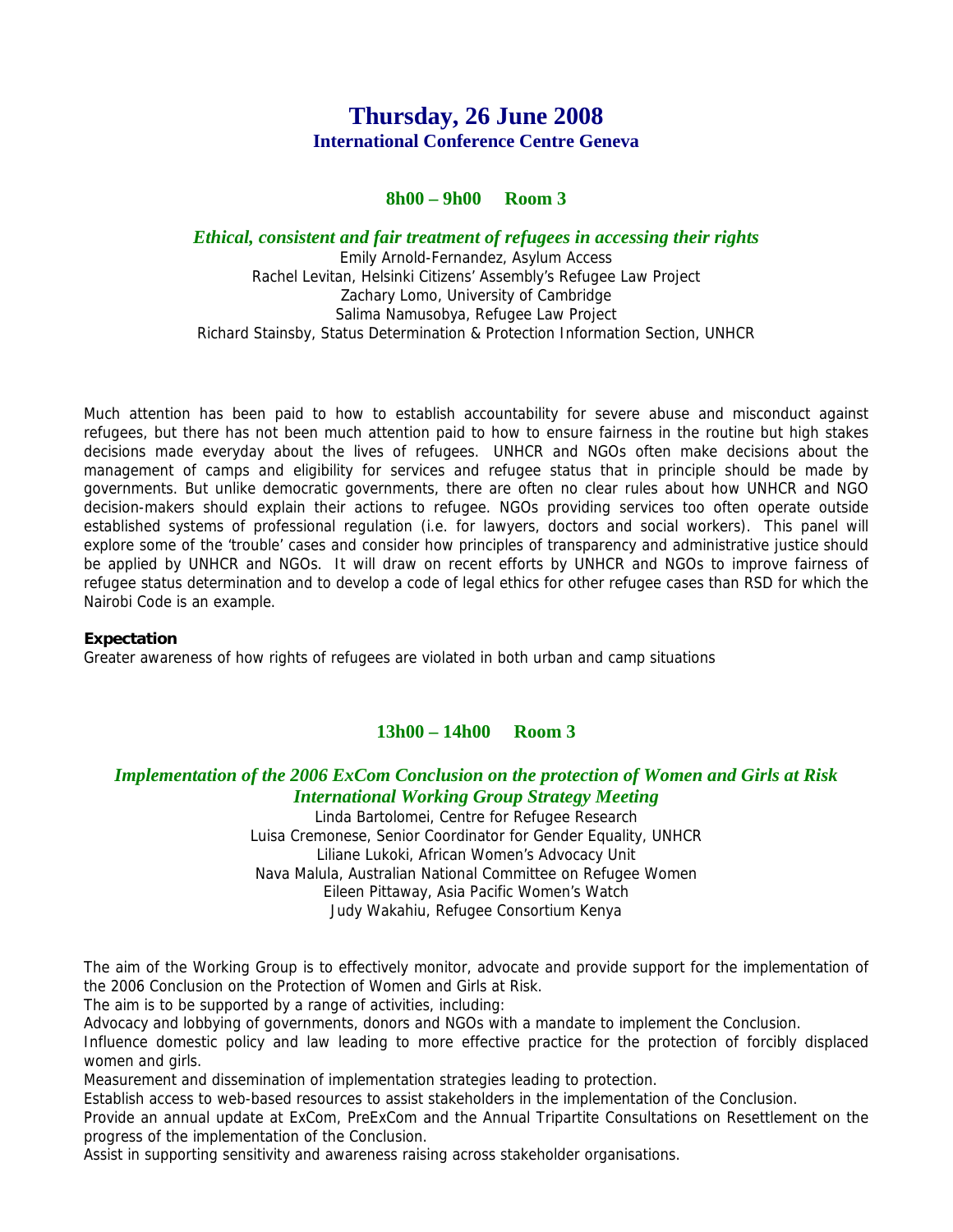# Thursday, 26 June 2008

## International Conference Centre Geneva

### 8h00 – 9h00 Room 3

### *Ethical, consistent and fair treatment of refugees in accessing their rights*

Emily Arnold-Fernandez, Asylum Access
Rachel Levitan, Helsinki Citizens' Assembly's Refugee Law Project
Zachary Lomo, University of Cambridge
Salima Namusobya, Refugee Law Project
Richard Stainsby, Status Determination & Protection Information Section, UNHCR

Much attention has been paid to how to establish accountability for severe abuse and misconduct against refugees, but there has not been much attention paid to how to ensure fairness in the routine but high stakes decisions made everyday about the lives of refugees. UNHCR and NGOs often make decisions about the management of camps and eligibility for services and refugee status that in principle should be made by governments. But unlike democratic governments, there are often no clear rules about how UNHCR and NGO decision-makers should explain their actions to refugee. NGOs providing services too often operate outside established systems of professional regulation (i.e. for lawyers, doctors and social workers). This panel will explore some of the 'trouble' cases and consider how principles of transparency and administrative justice should be applied by UNHCR and NGOs. It will draw on recent efforts by UNHCR and NGOs to improve fairness of refugee status determination and to develop a code of legal ethics for other refugee cases than RSD for which the Nairobi Code is an example.

**Expectation**
Greater awareness of how rights of refugees are violated in both urban and camp situations

### 13h00 – 14h00 Room 3

### *Implementation of the 2006 ExCom Conclusion on the protection of Women and Girls at Risk International Working Group Strategy Meeting*

Linda Bartolomei, Centre for Refugee Research
Luisa Cremonese, Senior Coordinator for Gender Equality, UNHCR
Liliane Lukoki, African Women's Advocacy Unit
Nava Malula, Australian National Committee on Refugee Women
Eileen Pittaway, Asia Pacific Women's Watch
Judy Wakahiu, Refugee Consortium Kenya

The aim of the Working Group is to effectively monitor, advocate and provide support for the implementation of the 2006 Conclusion on the Protection of Women and Girls at Risk.
The aim is to be supported by a range of activities, including:
Advocacy and lobbying of governments, donors and NGOs with a mandate to implement the Conclusion.
Influence domestic policy and law leading to more effective practice for the protection of forcibly displaced women and girls.
Measurement and dissemination of implementation strategies leading to protection.
Establish access to web-based resources to assist stakeholders in the implementation of the Conclusion.
Provide an annual update at ExCom, PreExCom and the Annual Tripartite Consultations on Resettlement on the progress of the implementation of the Conclusion.
Assist in supporting sensitivity and awareness raising across stakeholder organisations.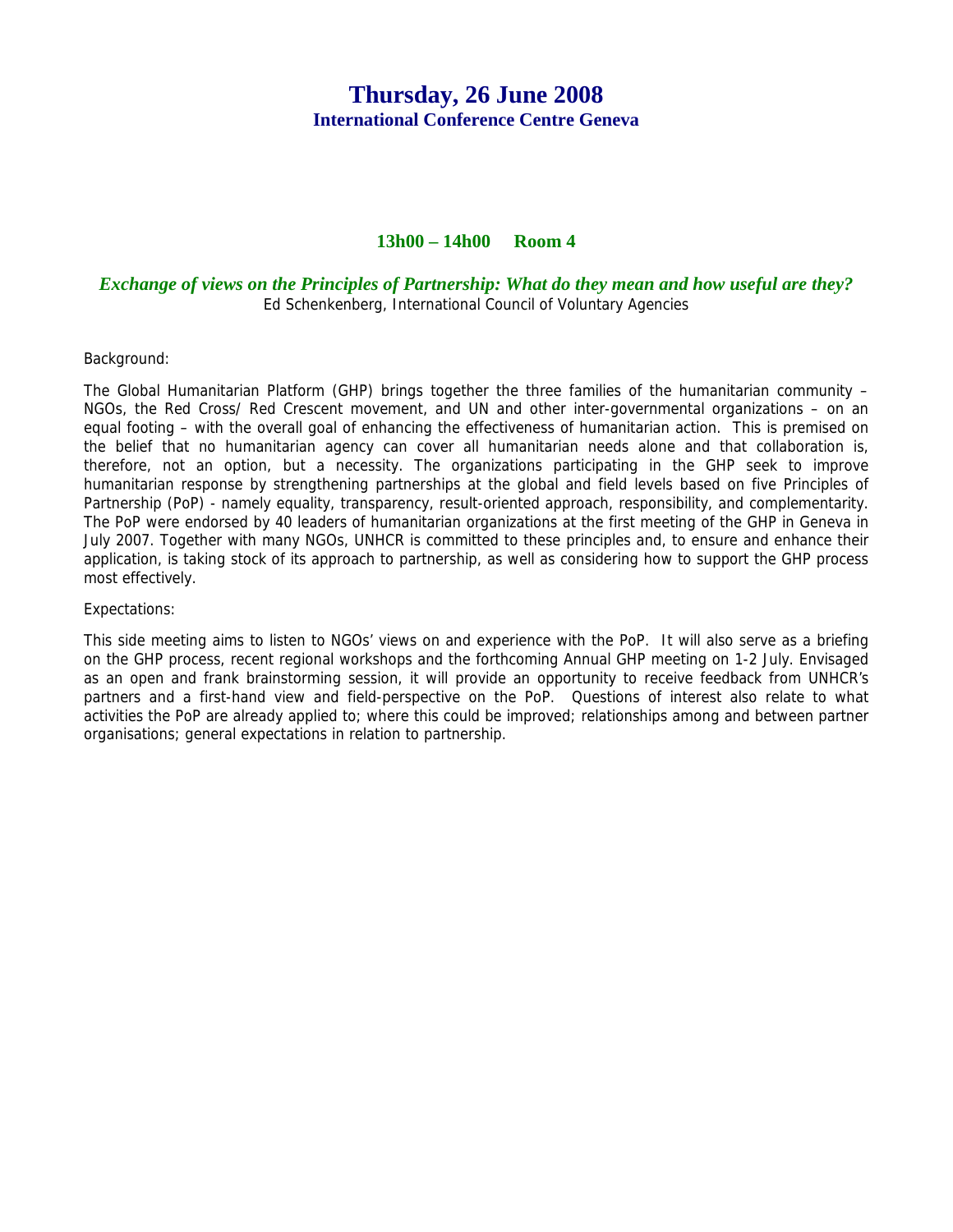# Thursday, 26 June 2008

## International Conference Centre Geneva

### 13h00 – 14h00 Room 4

***Exchange of views on the Principles of Partnership: What do they mean and how useful are they?***

Ed Schenkenberg, International Council of Voluntary Agencies

Background:

The Global Humanitarian Platform (GHP) brings together the three families of the humanitarian community – NGOs, the Red Cross/ Red Crescent movement, and UN and other inter-governmental organizations – on an equal footing – with the overall goal of enhancing the effectiveness of humanitarian action. This is premised on the belief that no humanitarian agency can cover all humanitarian needs alone and that collaboration is, therefore, not an option, but a necessity. The organizations participating in the GHP seek to improve humanitarian response by strengthening partnerships at the global and field levels based on five Principles of Partnership (PoP) - namely equality, transparency, result-oriented approach, responsibility, and complementarity. The PoP were endorsed by 40 leaders of humanitarian organizations at the first meeting of the GHP in Geneva in July 2007. Together with many NGOs, UNHCR is committed to these principles and, to ensure and enhance their application, is taking stock of its approach to partnership, as well as considering how to support the GHP process most effectively.

Expectations:

This side meeting aims to listen to NGOs' views on and experience with the PoP. It will also serve as a briefing on the GHP process, recent regional workshops and the forthcoming Annual GHP meeting on 1-2 July. Envisaged as an open and frank brainstorming session, it will provide an opportunity to receive feedback from UNHCR's partners and a first-hand view and field-perspective on the PoP. Questions of interest also relate to what activities the PoP are already applied to; where this could be improved; relationships among and between partner organisations; general expectations in relation to partnership.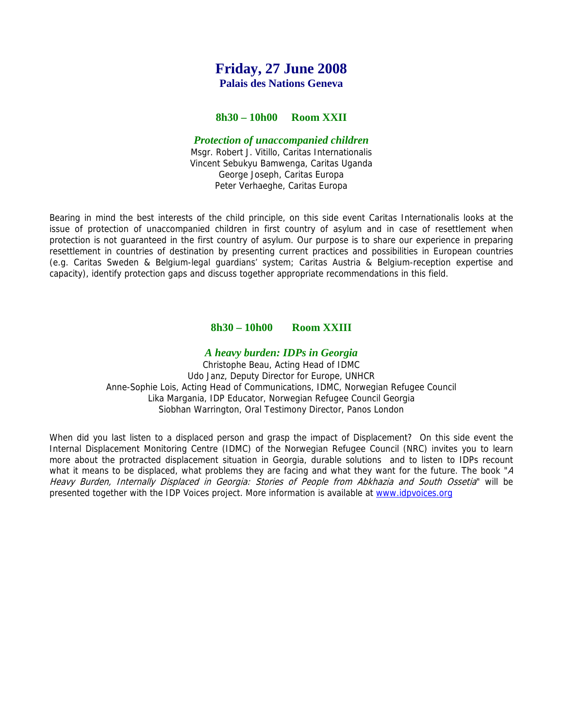# Friday, 27 June 2008

**Palais des Nations Geneva**

### 8h30 – 10h00 Room XXII

### *Protection of unaccompanied children*

Msgr. Robert J. Vitillo, Caritas Internationalis
Vincent Sebukyu Bamwenga, Caritas Uganda
George Joseph, Caritas Europa
Peter Verhaeghe, Caritas Europa

Bearing in mind the best interests of the child principle, on this side event Caritas Internationalis looks at the issue of protection of unaccompanied children in first country of asylum and in case of resettlement when protection is not guaranteed in the first country of asylum. Our purpose is to share our experience in preparing resettlement in countries of destination by presenting current practices and possibilities in European countries (e.g. Caritas Sweden & Belgium-legal guardians' system; Caritas Austria & Belgium-reception expertise and capacity), identify protection gaps and discuss together appropriate recommendations in this field.

### 8h30 – 10h00 Room XXIII

### *A heavy burden: IDPs in Georgia*

Christophe Beau, Acting Head of IDMC
Udo Janz, Deputy Director for Europe, UNHCR
Anne-Sophie Lois, Acting Head of Communications, IDMC, Norwegian Refugee Council
Lika Margania, IDP Educator, Norwegian Refugee Council Georgia
Siobhan Warrington, Oral Testimony Director, Panos London

When did you last listen to a displaced person and grasp the impact of Displacement? On this side event the Internal Displacement Monitoring Centre (IDMC) of the Norwegian Refugee Council (NRC) invites you to learn more about the protracted displacement situation in Georgia, durable solutions and to listen to IDPs recount what it means to be displaced, what problems they are facing and what they want for the future. The book "*A Heavy Burden, Internally Displaced in Georgia: Stories of People from Abkhazia and South Ossetia*" will be presented together with the IDP Voices project. More information is available at [www.idpvoices.org](http://www.idpvoices.org)